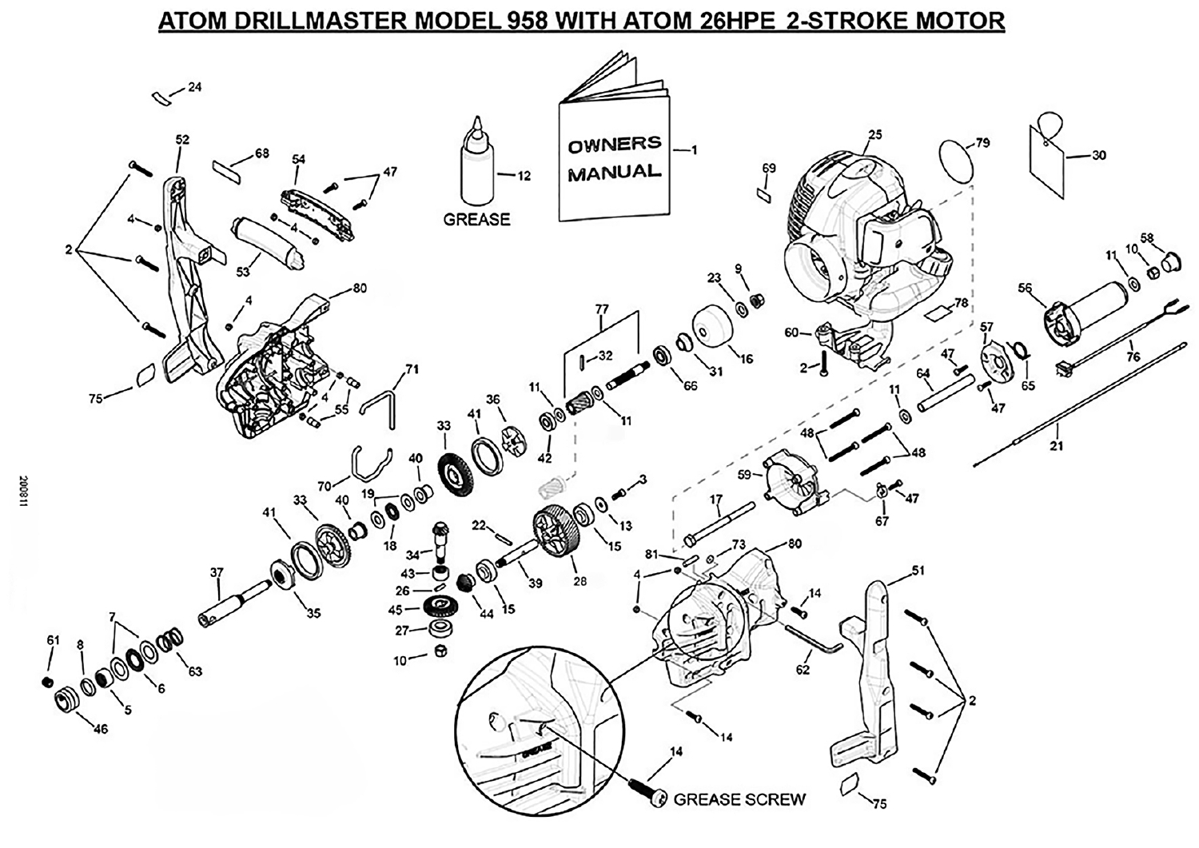# ATOM DRILLMASTER MODEL 958 WITH ATOM 26HPE 2-STROKE MOTOR

OWNERS MANUAL

GREASE

GREASE SCREW

200811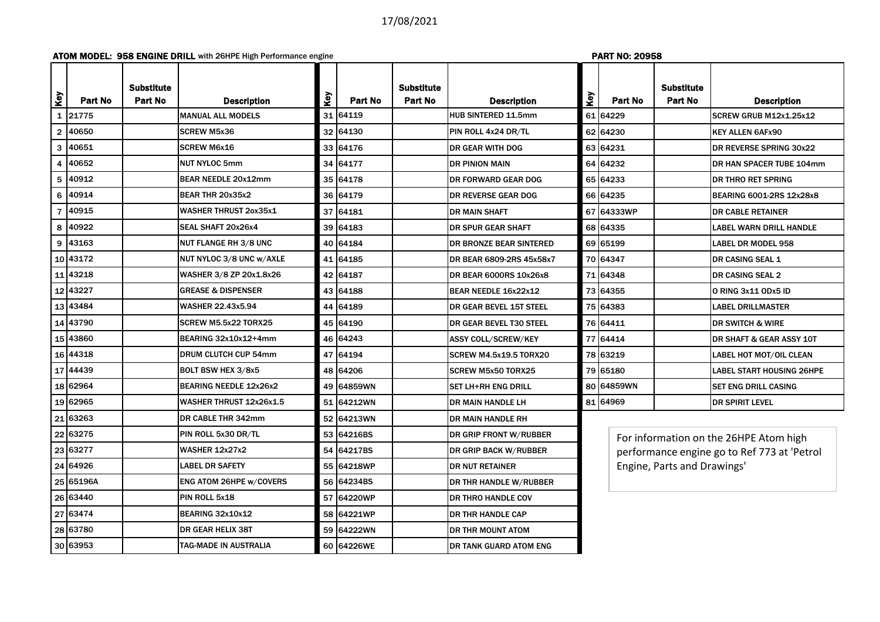17/08/2021

**ATOM MODEL: 958 ENGINE DRILL** with 26HPE High Performance engine

**PART NO: 20958**

| Key | Part No | Substitute Part No | Description | Key | Part No | Substitute Part No | Description | Key | Part No | Substitute Part No | Description |
|---|---|---|---|---|---|---|---|---|---|---|---|
| 1 | 21775 | | MANUAL ALL MODELS | 31 | 64119 | | HUB SINTERED 11.5mm | 61 | 64229 | | SCREW GRUB M12x1.25x12 |
| 2 | 40650 | | SCREW M5x36 | 32 | 64130 | | PIN ROLL 4x24 DR/TL | 62 | 64230 | | KEY ALLEN 6AFx90 |
| 3 | 40651 | | SCREW M6x16 | 33 | 64176 | | DR GEAR WITH DOG | 63 | 64231 | | DR REVERSE SPRING 30x22 |
| 4 | 40652 | | NUT NYLOC 5mm | 34 | 64177 | | DR PINION MAIN | 64 | 64232 | | DR HAN SPACER TUBE 104mm |
| 5 | 40912 | | BEAR NEEDLE 20x12mm | 35 | 64178 | | DR FORWARD GEAR DOG | 65 | 64233 | | DR THRO RET SPRING |
| 6 | 40914 | | BEAR THR 20x35x2 | 36 | 64179 | | DR REVERSE GEAR DOG | 66 | 64235 | | BEARING 6001-2RS 12x28x8 |
| 7 | 40915 | | WASHER THRUST 2ox35x1 | 37 | 64181 | | DR MAIN SHAFT | 67 | 64333WP | | DR CABLE RETAINER |
| 8 | 40922 | | SEAL SHAFT 20x26x4 | 39 | 64183 | | DR SPUR GEAR SHAFT | 68 | 64335 | | LABEL WARN DRILL HANDLE |
| 9 | 43163 | | NUT FLANGE RH 3/8 UNC | 40 | 64184 | | DR BRONZE BEAR SINTERED | 69 | 65199 | | LABEL DR MODEL 958 |
| 10 | 43172 | | NUT NYLOC 3/8 UNC w/AXLE | 41 | 64185 | | DR BEAR 6809-2RS 45x58x7 | 70 | 64347 | | DR CASING SEAL 1 |
| 11 | 43218 | | WASHER 3/8 ZP 20x1.8x26 | 42 | 64187 | | DR BEAR 6000RS 10x26x8 | 71 | 64348 | | DR CASING SEAL 2 |
| 12 | 43227 | | GREASE & DISPENSER | 43 | 64188 | | BEAR NEEDLE 16x22x12 | 73 | 64355 | | O RING 3x11 ODx5 ID |
| 13 | 43484 | | WASHER 22.43x5.94 | 44 | 64189 | | DR GEAR BEVEL 15T STEEL | 75 | 64383 | | LABEL DRILLMASTER |
| 14 | 43790 | | SCREW M5.5x22 TORX25 | 45 | 64190 | | DR GEAR BEVEL T30 STEEL | 76 | 64411 | | DR SWITCH & WIRE |
| 15 | 43860 | | BEARING 32x10x12+4mm | 46 | 64243 | | ASSY COLL/SCREW/KEY | 77 | 64414 | | DR SHAFT & GEAR ASSY 10T |
| 16 | 44318 | | DRUM CLUTCH CUP 54mm | 47 | 64194 | | SCREW M4.5x19.5 TORX20 | 78 | 63219 | | LABEL HOT MOT/OIL CLEAN |
| 17 | 44439 | | BOLT BSW HEX 3/8x5 | 48 | 64206 | | SCREW M5x50 TORX25 | 79 | 65180 | | LABEL START HOUSING 26HPE |
| 18 | 62964 | | BEARING NEEDLE 12x26x2 | 49 | 64859WN | | SET LH+RH ENG DRILL | 80 | 64859WN | | SET ENG DRILL CASING |
| 19 | 62965 | | WASHER THRUST 12x26x1.5 | 51 | 64212WN | | DR MAIN HANDLE LH | 81 | 64969 | | DR SPIRIT LEVEL |
| 21 | 63263 | | DR CABLE THR 342mm | 52 | 64213WN | | DR MAIN HANDLE RH | | | | |
| 22 | 63275 | | PIN ROLL 5x30 DR/TL | 53 | 64216BS | | DR GRIP FRONT W/RUBBER | | | | |
| 23 | 63277 | | WASHER 12x27x2 | 54 | 64217BS | | DR GRIP BACK W/RUBBER | | | | |
| 24 | 64926 | | LABEL DR SAFETY | 55 | 64218WP | | DR NUT RETAINER | | | | |
| 25 | 65196A | | ENG ATOM 26HPE w/COVERS | 56 | 64234BS | | DR THR HANDLE W/RUBBER | | | | |
| 26 | 63440 | | PIN ROLL 5x18 | 57 | 64220WP | | DR THRO HANDLE COV | | | | |
| 27 | 63474 | | BEARING 32x10x12 | 58 | 64221WP | | DR THR HANDLE CAP | | | | |
| 28 | 63780 | | DR GEAR HELIX 38T | 59 | 64222WN | | DR THR MOUNT ATOM | | | | |
| 30 | 63953 | | TAG-MADE IN AUSTRALIA | 60 | 64226WE | | DR TANK GUARD ATOM ENG | | | | |

For information on the 26HPE Atom high performance engine go to Ref 773 at 'Petrol Engine, Parts and Drawings'